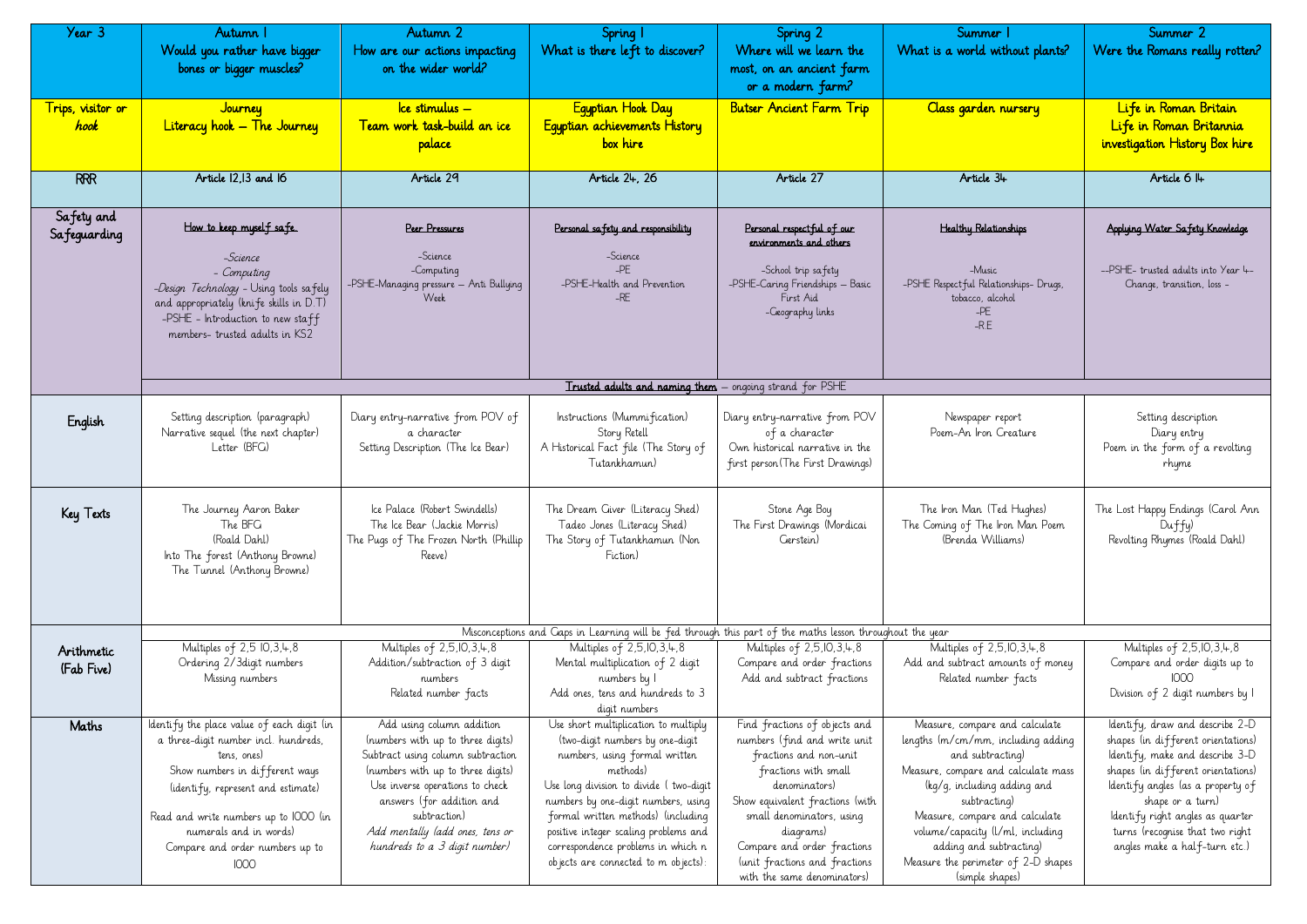| Year 3 | Autumn 1<br>Would you rather have bigger bones or bigger muscles? | Autumn 2<br>How are our actions impacting on the wider world? | Spring 1<br>What is there left to discover? | Spring 2<br>Where will we learn the most, on an ancient farm or a modern farm? | Summer 1<br>What is a world without plants? | Summer 2<br>Were the Romans really rotten? |
|---|---|---|---|---|---|---|
| Trips, visitor or hook | Journey<br>Literacy hook – The Journey | Ice stimulus –<br>Team work task-build an ice palace | Egyptian Hook Day<br>Egyptian achievements History box hire | Butser Ancient Farm Trip | Class garden nursery | Life in Roman Britain<br>Life in Roman Britannia investigation History Box hire |
| RRR | Article 12,13 and 16 | Article 29 | Article 24, 26 | Article 27 | Article 34 | Article 6 14 |
| Safety and Safeguarding | <u>How to keep myself safe.</u><br>-Science<br>- *Computing*<br>-*Design Technology* - Using tools safely and appropriately (knife skills in D.T)<br>-PSHE - Introduction to new staff members- trusted adults in KS2 | <u>Peer Pressures</u><br>-Science<br>-Computing<br>-PSHE-Managing pressure – Anti Bullying Week | <u>Personal safety and responsibility</u><br>-Science<br>-PE<br>-PSHE-Health and Prevention<br>-RE | <u>Personal respectful of our environments and others</u><br>-School trip safety<br>-PSHE-Caring Friendships – Basic First Aid<br>-Geography links | <u>Healthy Relationships</u><br>-Music<br>-PSHE Respectful Relationships- Drugs, tobacco, alcohol<br>-PE<br>-R.E | <u>Applying Water Safety Knowledge</u><br>--PSHE- trusted adults into Year 4- Change, transition, loss - |
| | <u>Trusted adults and naming them</u> – ongoing strand for PSHE | | | | | |
| English | Setting description (paragraph)<br>Narrative sequel (the next chapter)<br>Letter (BFG) | Diary entry-narrative from POV of a character<br>Setting Description (The Ice Bear) | Instructions (Mummification)<br>Story Retell<br>A Historical Fact file (The Story of Tutankhamun) | Diary entry-narrative from POV of a character<br>Own historical narrative in the first person(The First Drawings) | Newspaper report<br>Poem-An Iron Creature | Setting description<br>Diary entry<br>Poem in the form of a revolting rhyme |
| Key Texts | The Journey Aaron Baker<br>The BFG<br>(Roald Dahl)<br>Into The forest (Anthony Browne)<br>The Tunnel (Anthony Browne) | Ice Palace (Robert Swindells)<br>The Ice Bear (Jackie Morris)<br>The Pugs of The Frozen North (Phillip Reeve) | The Dream Giver (Literacy Shed)<br>Tadeo Jones (Literacy Shed)<br>The Story of Tutankhamun (Non Fiction) | Stone Age Boy<br>The First Drawings (Mordicai Gerstein) | The Iron Man (Ted Hughes)<br>The Coming of The Iron Man Poem (Brenda Williams) | The Lost Happy Endings (Carol Ann Duffy)<br>Revolting Rhymes (Roald Dahl) |
| Arithmetic (Fab Five) | Misconceptions and Gaps in Learning will be fed through this part of the maths lesson throughout the year | | | | | |
| | Multiples of 2,5 10,3,4,8<br>Ordering 2/3digit numbers<br>Missing numbers | Multiples of 2,5,10,3,4,8<br>Addition/subtraction of 3 digit numbers<br>Related number facts | Multiples of 2,5,10,3,4,8<br>Mental multiplication of 2 digit numbers by 1<br>Add ones, tens and hundreds to 3 digit numbers | Multiples of 2,5,10,3,4,8<br>Compare and order fractions<br>Add and subtract fractions | Multiples of 2,5,10,3,4,8<br>Add and subtract amounts of money<br>Related number facts | Multiples of 2,5,10,3,4,8<br>Compare and order digits up to 1000<br>Division of 2 digit numbers by 1 |
| Maths | Identify the place value of each digit (in a three-digit number incl. hundreds, tens, ones)<br>Show numbers in different ways (identify, represent and estimate)<br><br>Read and write numbers up to 1000 (in numerals and in words)<br>Compare and order numbers up to 1000 | Add using column addition (numbers with up to three digits)<br>Subtract using column subtraction (numbers with up to three digits)<br>Use inverse operations to check answers (for addition and subtraction)<br>*Add mentally (add ones, tens or hundreds to a 3 digit number)* | Use short multiplication to multiply (two-digit numbers by one-digit numbers, using formal written methods)<br>Use long division to divide ( two-digit numbers by one-digit numbers, using formal written methods) (including positive integer scaling problems and correspondence problems in which n objects are connected to m objects): | Find fractions of objects and numbers (find and write unit fractions and non-unit fractions with small denominators)<br>Show equivalent fractions (with small denominators, using diagrams)<br>Compare and order fractions (unit fractions and fractions with the same denominators) | Measure, compare and calculate lengths (m/cm/mm, including adding and subtracting)<br>Measure, compare and calculate mass (kg/g, including adding and subtracting)<br>Measure, compare and calculate volume/capacity (l/ml, including adding and subtracting)<br>Measure the perimeter of 2-D shapes (simple shapes) | Identify, draw and describe 2-D shapes (in different orientations)<br>Identify, make and describe 3-D shapes (in different orientations)<br>Identify angles (as a property of shape or a turn)<br>Identify right angles as quarter turns (recognise that two right angles make a half-turn etc.) |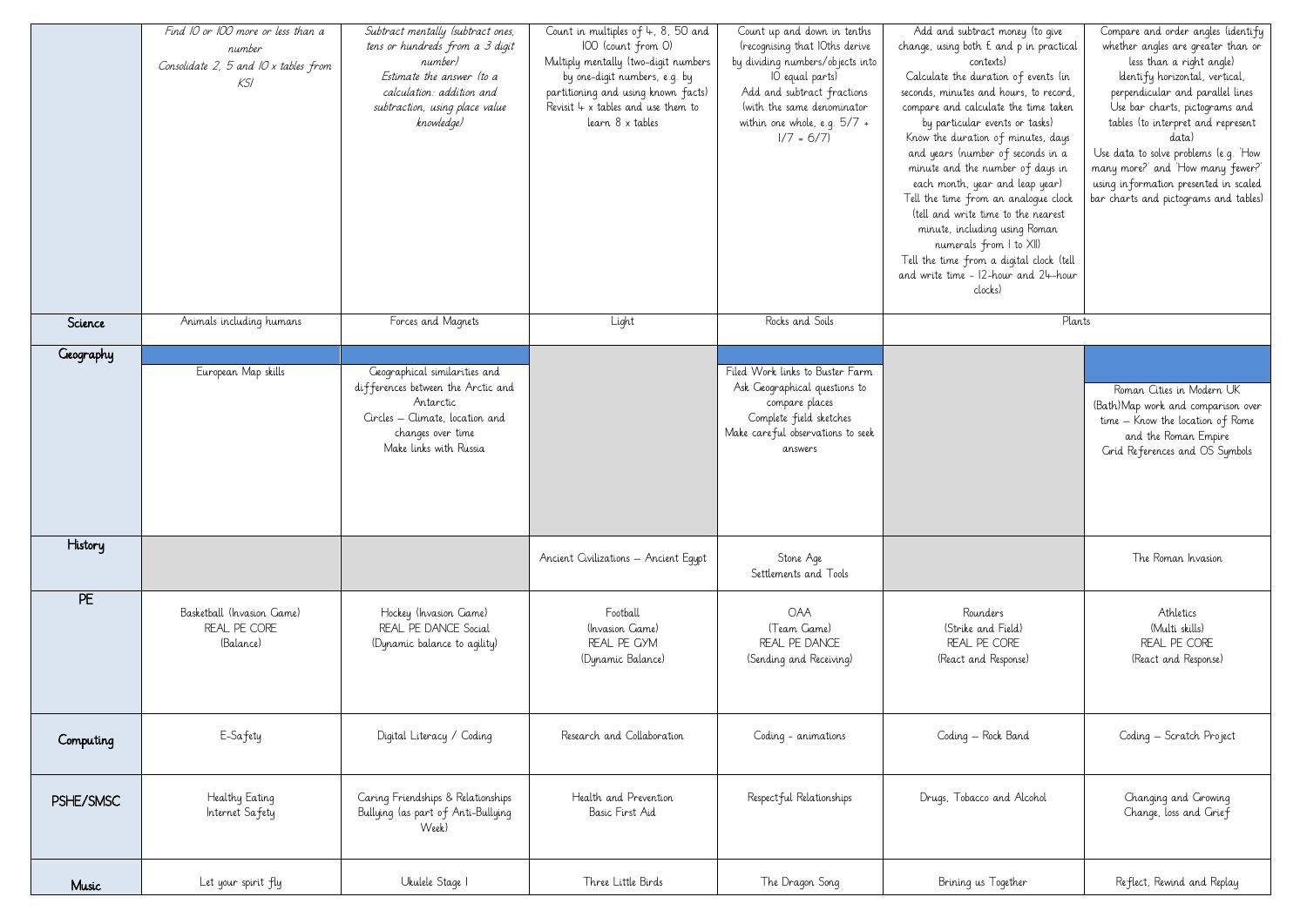| | | | | | | |
|---|---|---|---|---|---|---|
| | *Find 10 or 100 more or less than a number*<br>*Consolidate 2, 5 and 10 x tables from KS1* | *Subtract mentally (subtract ones, tens or hundreds from a 3 digit number)*<br>*Estimate the answer (to a calculation: addition and subtraction, using place value knowledge)* | Count in multiples of 4, 8, 50 and 100 (count from 0)<br>Multiply mentally (two-digit numbers by one-digit numbers, e.g. by partitioning and using known facts)<br>Revisit 4 x tables and use them to learn 8 x tables | Count up and down in tenths (recognising that 10ths derive by dividing numbers/objects into 10 equal parts)<br>Add and subtract fractions (with the same denominator within one whole, e.g. 5/7 + 1/7 = 6/7) | Add and subtract money (to give change, using both £ and p in practical contexts)<br>Calculate the duration of events (in seconds, minutes and hours, to record, compare and calculate the time taken by particular events or tasks)<br>Know the duration of minutes, days and years (number of seconds in a minute and the number of days in each month, year and leap year)<br>Tell the time from an analogue clock (tell and write time to the nearest minute, including using Roman numerals from I to XII)<br>Tell the time from a digital clock (tell and write time - 12-hour and 24-hour clocks) | Compare and order angles (identify whether angles are greater than or less than a right angle)<br>Identify horizontal, vertical, perpendicular and parallel lines<br>Use bar charts, pictograms and tables (to interpret and represent data)<br>Use data to solve problems (e.g. 'How many more?' and 'How many fewer?' using information presented in scaled bar charts and pictograms and tables) |
| **Science** | Animals including humans | Forces and Magnets | Light | Rocks and Soils | Plants | |
| **Geography** | European Map skills | Geographical similarities and differences between the Arctic and Antarctic<br>Circles – Climate, location and changes over time<br>Make links with Russia | | Filed Work links to Buster Farm<br>Ask Geographical questions to compare places<br>Complete field sketches<br>Make careful observations to seek answers | | Roman Cities in Modern UK (Bath)Map work and comparison over time – Know the location of Rome and the Roman Empire<br>Grid References and OS Symbols |
| **History** | | | Ancient Civilizations – Ancient Egypt | Stone Age<br>Settlements and Tools | | The Roman Invasion |
| **PE** | Basketball (Invasion Game)<br>REAL PE CORE<br>(Balance) | Hockey (Invasion Game)<br>REAL PE DANCE Social<br>(Dynamic balance to agility) | Football<br>(Invasion Game)<br>REAL PE GYM<br>(Dynamic Balance) | OAA<br>(Team Game)<br>REAL PE DANCE<br>(Sending and Receiving) | Rounders<br>(Strike and Field)<br>REAL PE CORE<br>(React and Response) | Athletics<br>(Multi skills)<br>REAL PE CORE<br>(React and Response) |
| **Computing** | E-Safety | Digital Literacy / Coding | Research and Collaboration | Coding - animations | Coding – Rock Band | Coding – Scratch Project |
| **PSHE/SMSC** | Healthy Eating<br>Internet Safety | Caring Friendships & Relationships<br>Bullying (as part of Anti-Bullying Week) | Health and Prevention<br>Basic First Aid | Respectful Relationships | Drugs, Tobacco and Alcohol | Changing and Growing<br>Change, loss and Grief |
| **Music** | Let your spirit fly | Ukulele Stage 1 | Three Little Birds | The Dragon Song | Brining us Together | Reflect, Rewind and Replay |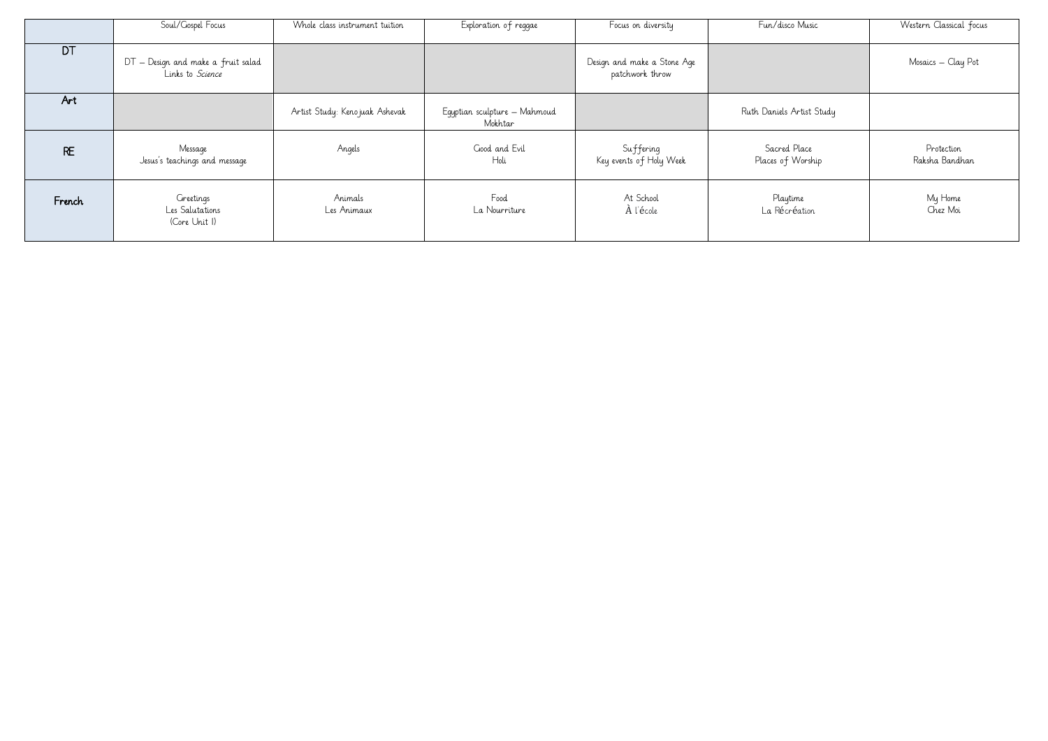| | Soul/Gospel Focus | Whole class instrument tuition | Exploration of reggae | Focus on diversity | Fun/disco Music | Western Classical focus |
|---|---|---|---|---|---|---|
| DT | DT – Design and make a fruit salad Links to *Science* | | | Design and make a Stone Age patchwork throw | | Mosaics – Clay Pot |
| Art | | Artist Study: Kenojuak Ashevak | Egyptian sculpture – Mahmoud Mokhtar | | Ruth Daniels Artist Study | |
| RE | Message Jesus's teachings and message | Angels | Good and Evil Holi | Suffering Key events of Holy Week | Sacred Place Places of Worship | Protection Raksha Bandhan |
| French | Greetings Les Salutations (Core Unit 1) | Animals Les Animaux | Food La Nourriture | At School À l'école | Playtime La Récréation | My Home Chez Moi |